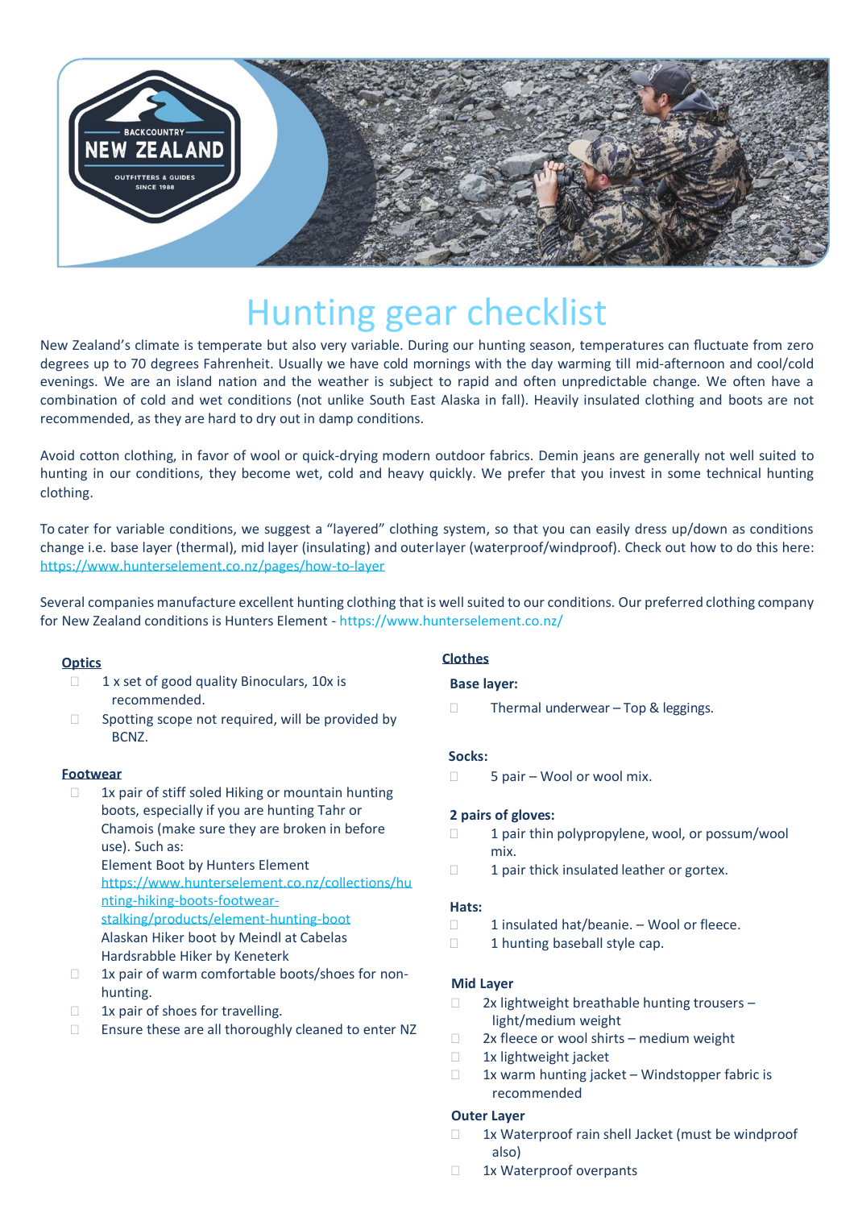# Hunting gear checklist

New Zealand's climate is temperate but also very variable. During our hunting season, temperatures can fluctuate from zero degrees up to 70 degrees Fahrenheit. Usually we have cold mornings with the day warming till mid-afternoon and cool/cold evenings. We are an island nation and the weather is subject to rapid and often unpredictable change. We often have a combination of cold and wet conditions (not unlike South East Alaska in fall). Heavily insulated clothing and boots are not recommended, as they are hard to dry out in damp conditions.

Avoid cotton clothing, in favor of wool or quick-drying modern outdoor fabrics. Demin jeans are generally not well suited to hunting in our conditions, they become wet, cold and heavy quickly. We prefer that you invest in some technical hunting clothing.

To cater for variable conditions, we suggest a "layered" clothing system, so that you can easily dress up/down as conditions change i.e. base layer (thermal), mid layer (insulating) and outerlayer (waterproof/windproof). Check out how to do this here: https://www.hunterselement.co.nz/pages/how-to-layer

Several companies manufacture excellent hunting clothing that is well suited to our conditions. Our preferred clothing company for New Zealand conditions is Hunters Element - https://www.hunterselement.co.nz/

## Optics

- 1 x set of good quality Binoculars, 10x is recommended.
- Spotting scope not required, will be provided by BCNZ.

## Footwear

- 1x pair of stiff soled Hiking or mountain hunting boots, especially if you are hunting Tahr or Chamois (make sure they are broken in before use). Such as:
  Element Boot by Hunters Element
  https://www.hunterselement.co.nz/collections/hunting-hiking-boots-footwear-stalking/products/element-hunting-boot
  Alaskan Hiker boot by Meindl at Cabelas
  Hardsrabble Hiker by Keneterk
- 1x pair of warm comfortable boots/shoes for non-hunting.
- 1x pair of shoes for travelling.
- Ensure these are all thoroughly cleaned to enter NZ

## Clothes

### Base layer:

- Thermal underwear – Top & leggings.

### Socks:

- 5 pair – Wool or wool mix.

### 2 pairs of gloves:

- 1 pair thin polypropylene, wool, or possum/wool mix.
- 1 pair thick insulated leather or gortex.

### Hats:

- 1 insulated hat/beanie. – Wool or fleece.
- 1 hunting baseball style cap.

### Mid Layer

- 2x lightweight breathable hunting trousers – light/medium weight
- 2x fleece or wool shirts – medium weight
- 1x lightweight jacket
- 1x warm hunting jacket – Windstopper fabric is recommended

### Outer Layer

- 1x Waterproof rain shell Jacket (must be windproof also)
- 1x Waterproof overpants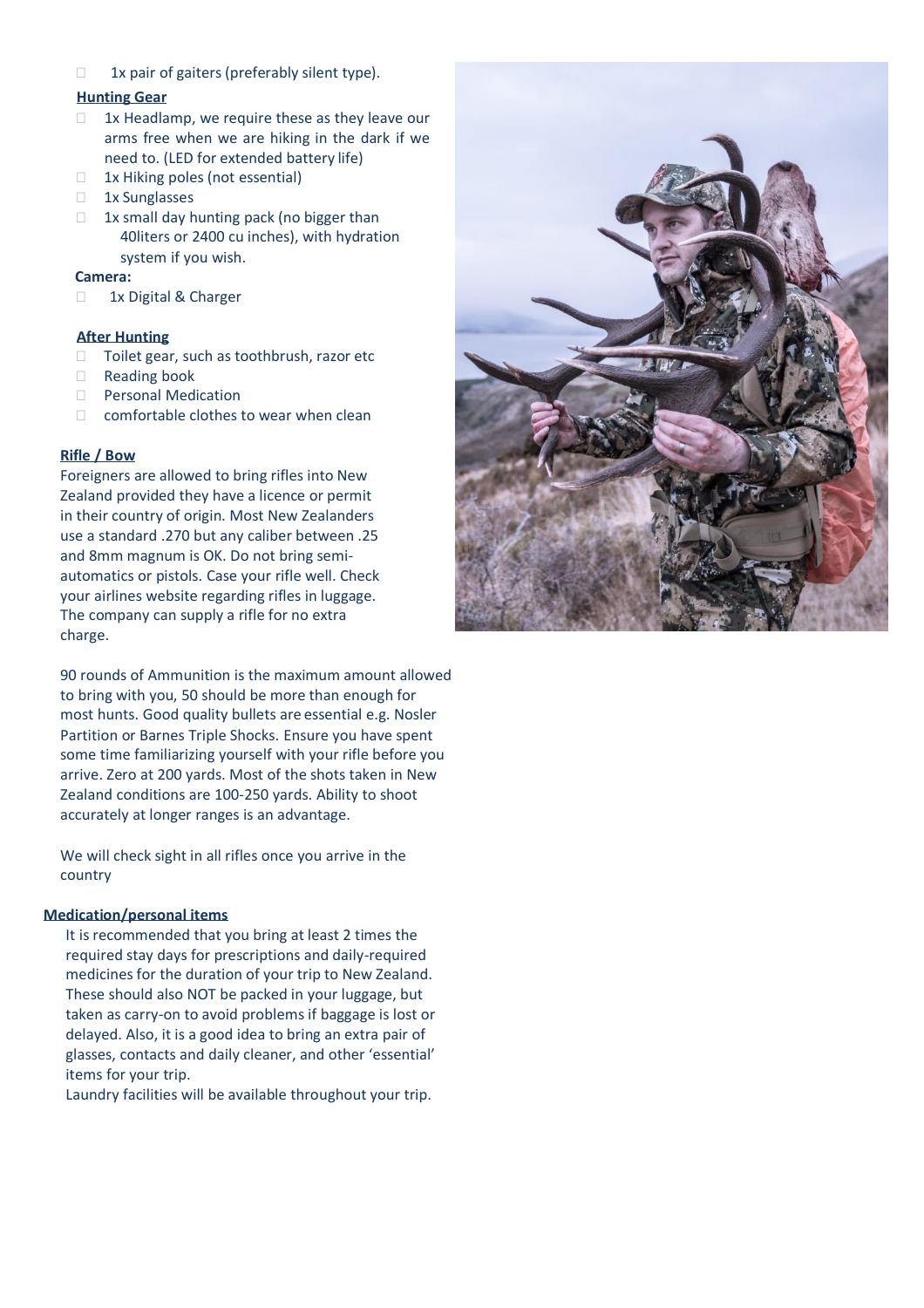- 1x pair of gaiters (preferably silent type).

**Hunting Gear**

- 1x Headlamp, we require these as they leave our arms free when we are hiking in the dark if we need to. (LED for extended battery life)
- 1x Hiking poles (not essential)
- 1x Sunglasses
- 1x small day hunting pack (no bigger than 40liters or 2400 cu inches), with hydration system if you wish.

**Camera:**

- 1x Digital & Charger

**After Hunting**

- Toilet gear, such as toothbrush, razor etc
- Reading book
- Personal Medication
- comfortable clothes to wear when clean

**Rifle / Bow**

Foreigners are allowed to bring rifles into New Zealand provided they have a licence or permit in their country of origin. Most New Zealanders use a standard .270 but any caliber between .25 and 8mm magnum is OK. Do not bring semi-automatics or pistols. Case your rifle well. Check your airlines website regarding rifles in luggage. The company can supply a rifle for no extra charge.

90 rounds of Ammunition is the maximum amount allowed to bring with you, 50 should be more than enough for most hunts. Good quality bullets are essential e.g. Nosler Partition or Barnes Triple Shocks. Ensure you have spent some time familiarizing yourself with your rifle before you arrive. Zero at 200 yards. Most of the shots taken in New Zealand conditions are 100-250 yards. Ability to shoot accurately at longer ranges is an advantage.

We will check sight in all rifles once you arrive in the country

**Medication/personal items**

It is recommended that you bring at least 2 times the required stay days for prescriptions and daily-required medicines for the duration of your trip to New Zealand. These should also NOT be packed in your luggage, but taken as carry-on to avoid problems if baggage is lost or delayed. Also, it is a good idea to bring an extra pair of glasses, contacts and daily cleaner, and other 'essential' items for your trip.

Laundry facilities will be available throughout your trip.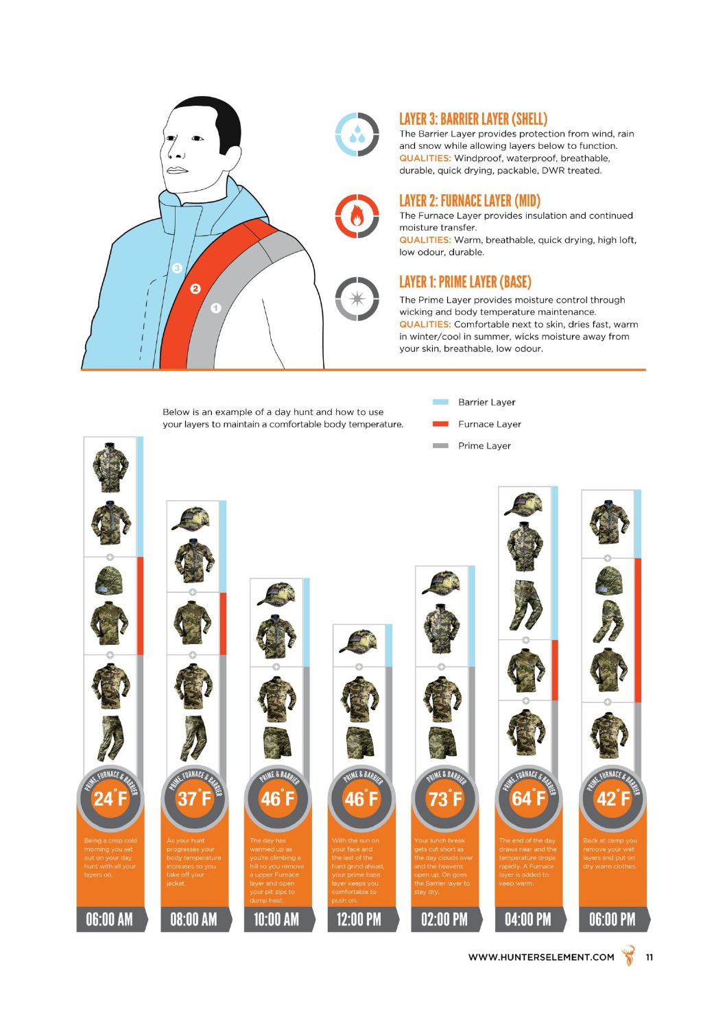## LAYER 3: BARRIER LAYER (SHELL)

The Barrier Layer provides protection from wind, rain and snow while allowing layers below to function.
QUALITIES: Windproof, waterproof, breathable, durable, quick drying, packable, DWR treated.

## LAYER 2: FURNACE LAYER (MID)

The Furnace Layer provides insulation and continued moisture transfer.
QUALITIES: Warm, breathable, quick drying, high loft, low odour, durable.

## LAYER 1: PRIME LAYER (BASE)

The Prime Layer provides moisture control through wicking and body temperature maintenance.
QUALITIES: Comfortable next to skin, dries fast, warm in winter/cool in summer, wicks moisture away from your skin, breathable, low odour.

Below is an example of a day hunt and how to use your layers to maintain a comfortable body temperature.

Barrier Layer
Furnace Layer
Prime Layer

PRIME, FURNACE & BARRIER
24°F
Being a crisp cold morning you set out on your day hunt with all your layers on.
06:00 AM

PRIME, FURNACE & BARRIER
37°F
As your hunt progresses your body temperature increases so you take off your jacket.
08:00 AM

PRIME & BARRIER
46°F
The day has warmed up as you're climbing a hill so you remove a upper Furnace layer and open your pit zips to dump heat.
10:00 AM

PRIME & BARRIER
46°F
With the sun on your face and the last of the hard grind ahead, your prime base layer keeps you comfortable to push on.
12:00 PM

PRIME & BARRIER
73°F
Your lunch break gets cut short as the day clouds over and the heavens open up. On goes the Barrier layer to stay dry.
02:00 PM

PRIME, FURNACE & BARRIER
64°F
The end of the day draws near and the temperature drops rapidly. A Furnace layer is added to keep warm.
04:00 PM

PRIME, FURNACE & BARRIER
42°F
Back at camp you remove your wet layers and put on dry warm clothes.
06:00 PM

WWW.HUNTERSELEMENT.COM